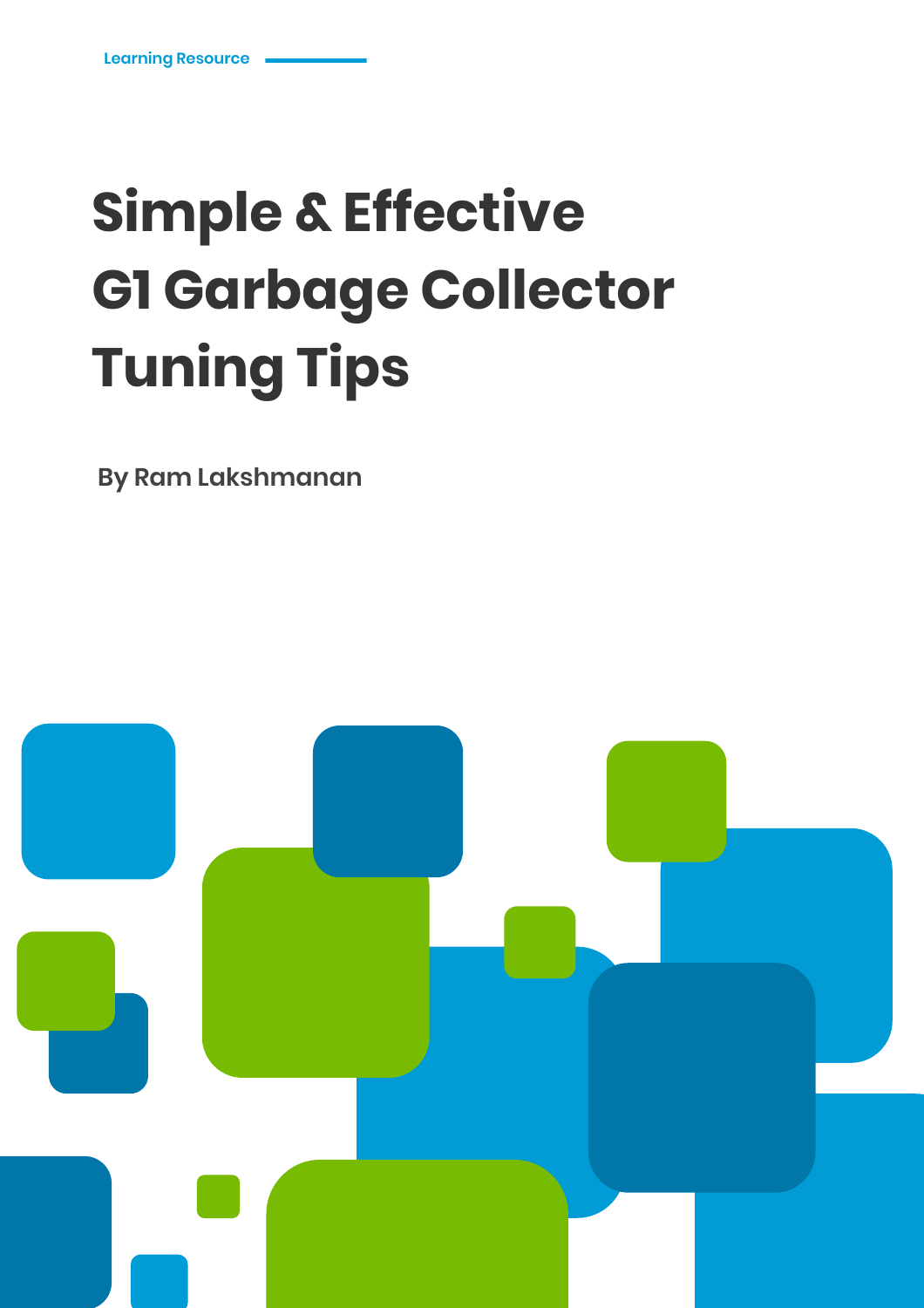Learning Resource

# Simple & Effective G1 Garbage Collector Tuning Tips

**By Ram Lakshmanan**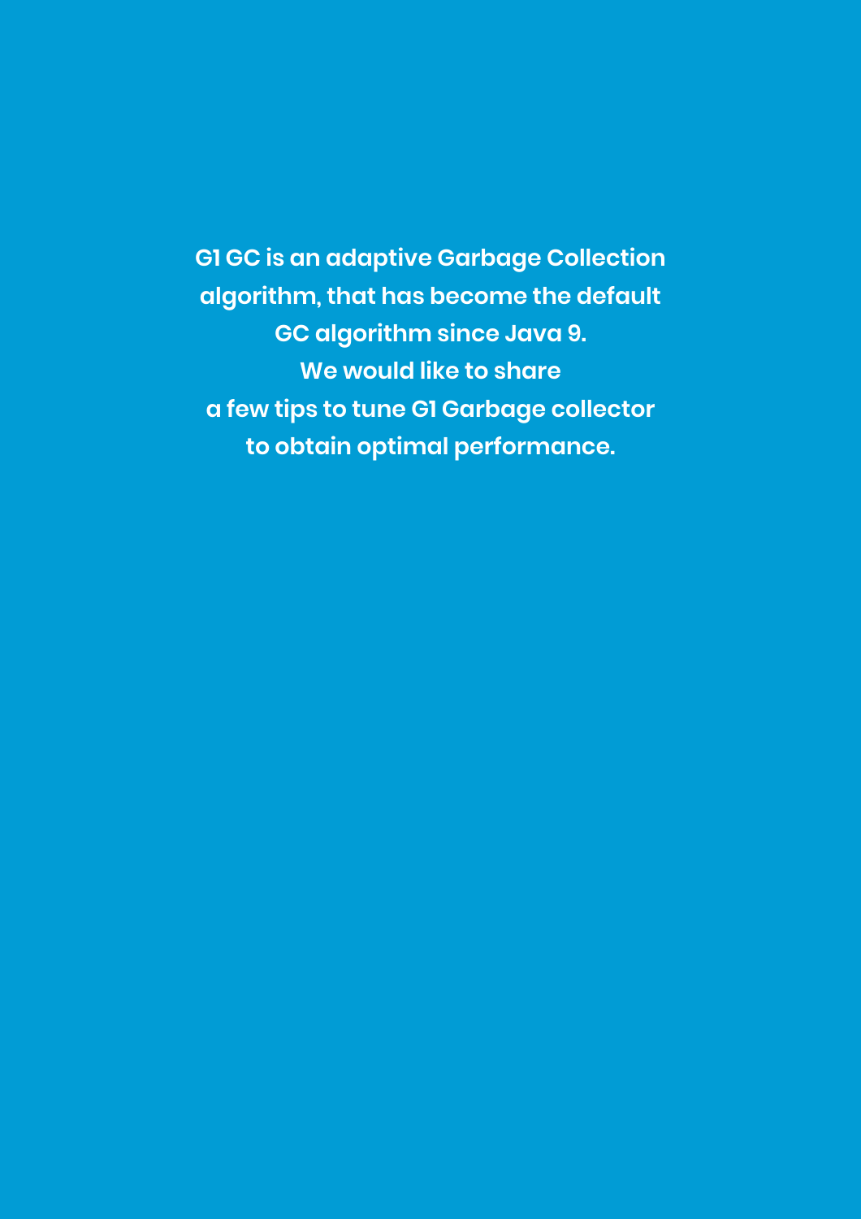**G1 GC is an adaptive Garbage Collection algorithm, that has become the default GC algorithm since Java 9. We would like to share a few tips to tune G1 Garbage collector to obtain optimal performance.**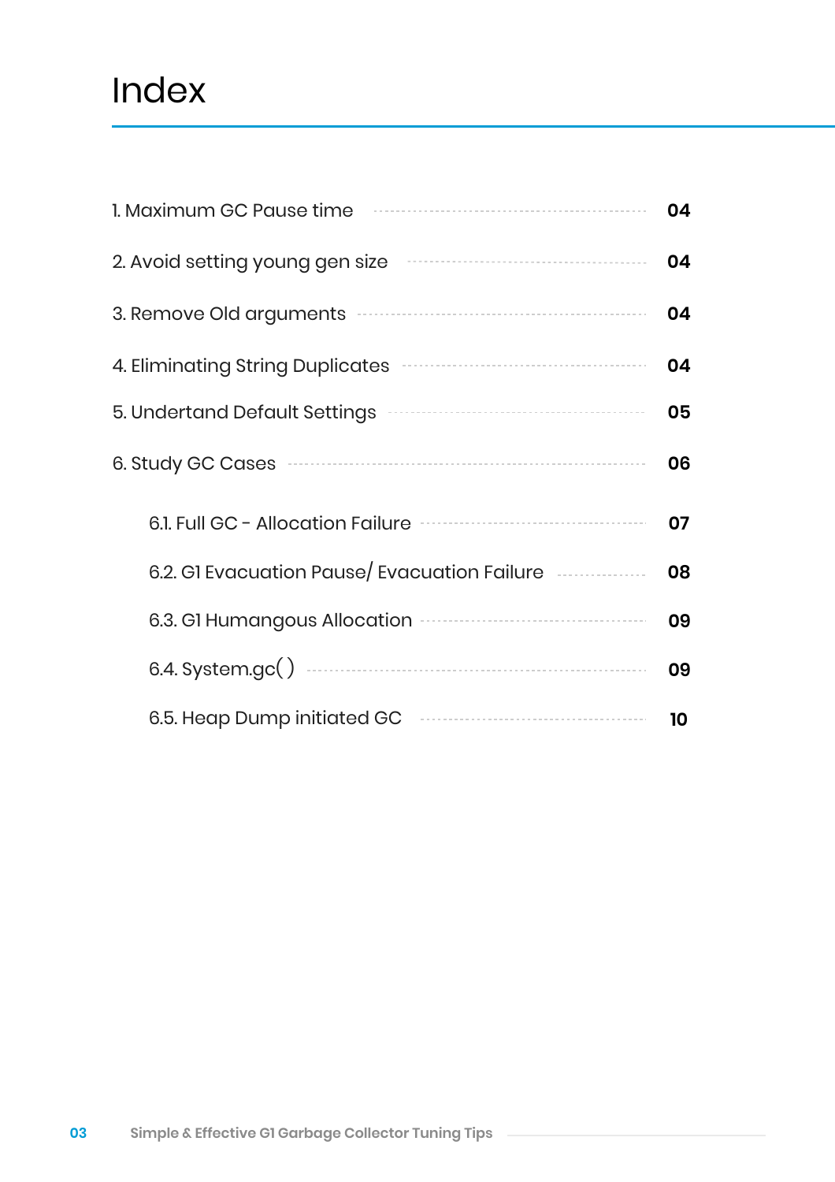# Index

1. Maximum GC Pause time ........ 04
2. Avoid setting young gen size ........ 04
3. Remove Old arguments ........ 04
4. Eliminating String Duplicates ........ 04
5. Undertand Default Settings ........ 05
6. Study GC Cases ........ 06
    - 6.1. Full GC - Allocation Failure ........ 07
    - 6.2. G1 Evacuation Pause/ Evacuation Failure ........ 08
    - 6.3. G1 Humangous Allocation ........ 09
    - 6.4. System.gc( ) ........ 09
    - 6.5. Heap Dump initiated GC ........ 10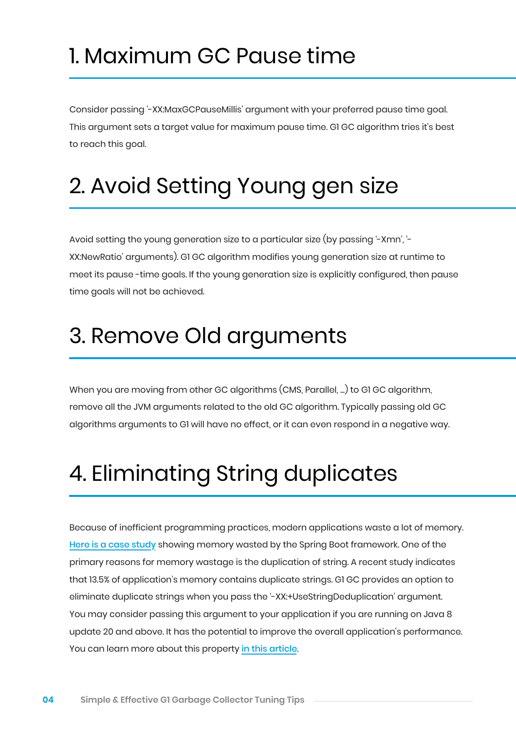# 1. Maximum GC Pause time

Consider passing '-XX:MaxGCPauseMillis' argument with your preferred pause time goal. This argument sets a target value for maximum pause time. G1 GC algorithm tries it's best to reach this goal.

# 2. Avoid Setting Young gen size

Avoid setting the young generation size to a particular size (by passing '-Xmn', '-XX:NewRatio' arguments). G1 GC algorithm modifies young generation size at runtime to meet its pause -time goals. If the young generation size is explicitly configured, then pause time goals will not be achieved.

# 3. Remove Old arguments

When you are moving from other GC algorithms (CMS, Parallel, ...) to G1 GC algorithm, remove all the JVM arguments related to the old GC algorithm. Typically passing old GC algorithms arguments to G1 will have no effect, or it can even respond in a negative way.

# 4. Eliminating String duplicates

Because of inefficient programming practices, modern applications waste a lot of memory. Here is a case study showing memory wasted by the Spring Boot framework. One of the primary reasons for memory wastage is the duplication of string. A recent study indicates that 13.5% of application's memory contains duplicate strings. G1 GC provides an option to eliminate duplicate strings when you pass the '-XX:+UseStringDeduplication' argument. You may consider passing this argument to your application if you are running on Java 8 update 20 and above. It has the potential to improve the overall application's performance. You can learn more about this property in this article.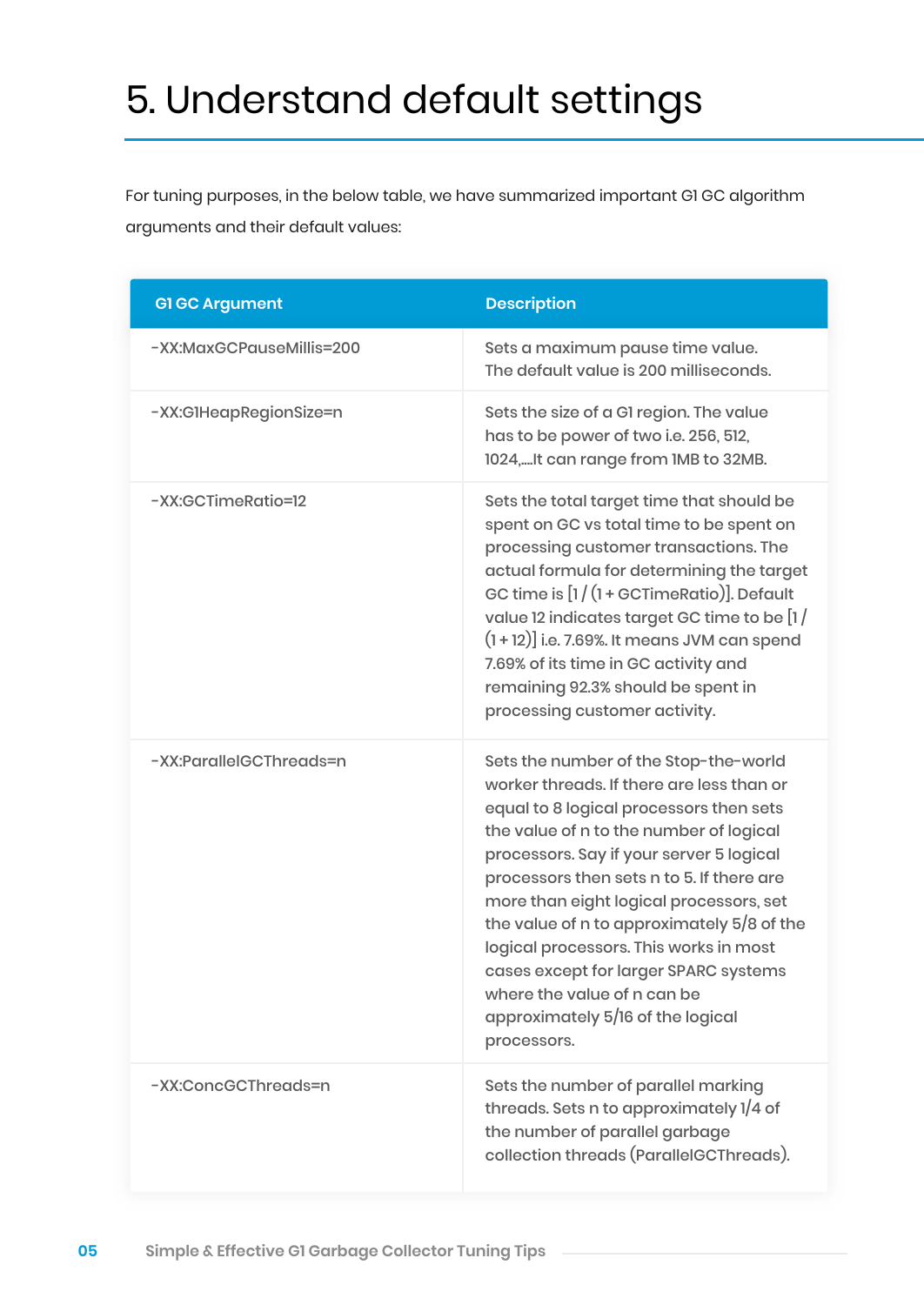# 5. Understand default settings

For tuning purposes, in the below table, we have summarized important G1 GC algorithm arguments and their default values:

| G1 GC Argument | Description |
| --- | --- |
| -XX:MaxGCPauseMillis=200 | Sets a maximum pause time value. The default value is 200 milliseconds. |
| -XX:G1HeapRegionSize=n | Sets the size of a G1 region. The value has to be power of two i.e. 256, 512, 1024,....It can range from 1MB to 32MB. |
| -XX:GCTimeRatio=12 | Sets the total target time that should be spent on GC vs total time to be spent on processing customer transactions. The actual formula for determining the target GC time is [1 / (1 + GCTimeRatio)]. Default value 12 indicates target GC time to be [1 / (1 + 12)] i.e. 7.69%. It means JVM can spend 7.69% of its time in GC activity and remaining 92.3% should be spent in processing customer activity. |
| -XX:ParallelGCThreads=n | Sets the number of the Stop-the-world worker threads. If there are less than or equal to 8 logical processors then sets the value of n to the number of logical processors. Say if your server 5 logical processors then sets n to 5. If there are more than eight logical processors, set the value of n to approximately 5/8 of the logical processors. This works in most cases except for larger SPARC systems where the value of n can be approximately 5/16 of the logical processors. |
| -XX:ConcGCThreads=n | Sets the number of parallel marking threads. Sets n to approximately 1/4 of the number of parallel garbage collection threads (ParallelGCThreads). |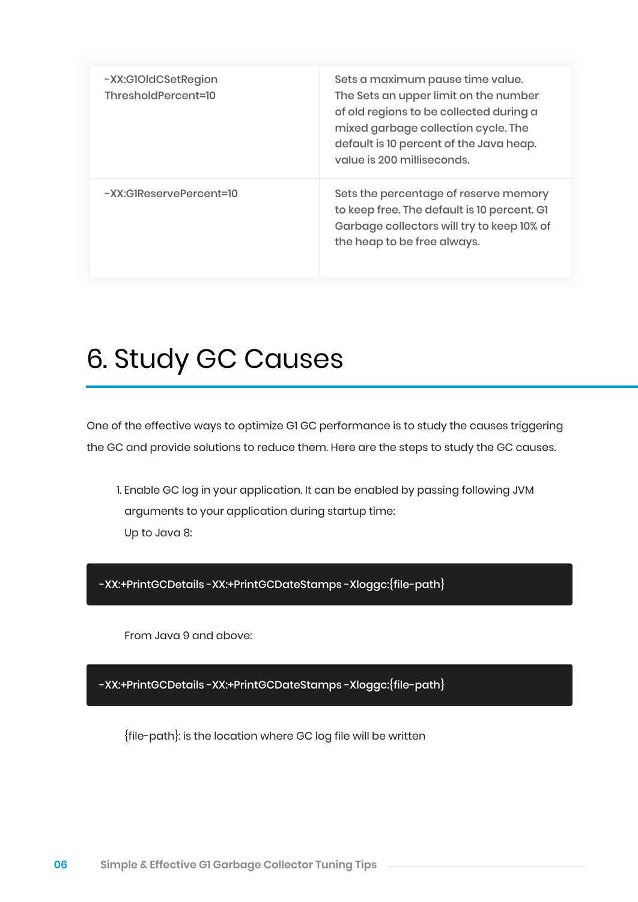| | |
|---|---|
| -XX:G1OldCSetRegion ThresholdPercent=10 | Sets a maximum pause time value. The Sets an upper limit on the number of old regions to be collected during a mixed garbage collection cycle. The default is 10 percent of the Java heap. value is 200 milliseconds. |
| -XX:G1ReservePercent=10 | Sets the percentage of reserve memory to keep free. The default is 10 percent. G1 Garbage collectors will try to keep 10% of the heap to be free always. |

# 6. Study GC Causes

One of the effective ways to optimize G1 GC performance is to study the causes triggering the GC and provide solutions to reduce them. Here are the steps to study the GC causes.

1. Enable GC log in your application. It can be enabled by passing following JVM arguments to your application during startup time:
   Up to Java 8:

```
-XX:+PrintGCDetails -XX:+PrintGCDateStamps -Xloggc:{file-path}
```

   From Java 9 and above:

```
-XX:+PrintGCDetails -XX:+PrintGCDateStamps -Xloggc:{file-path}
```

   {file-path}: is the location where GC log file will be written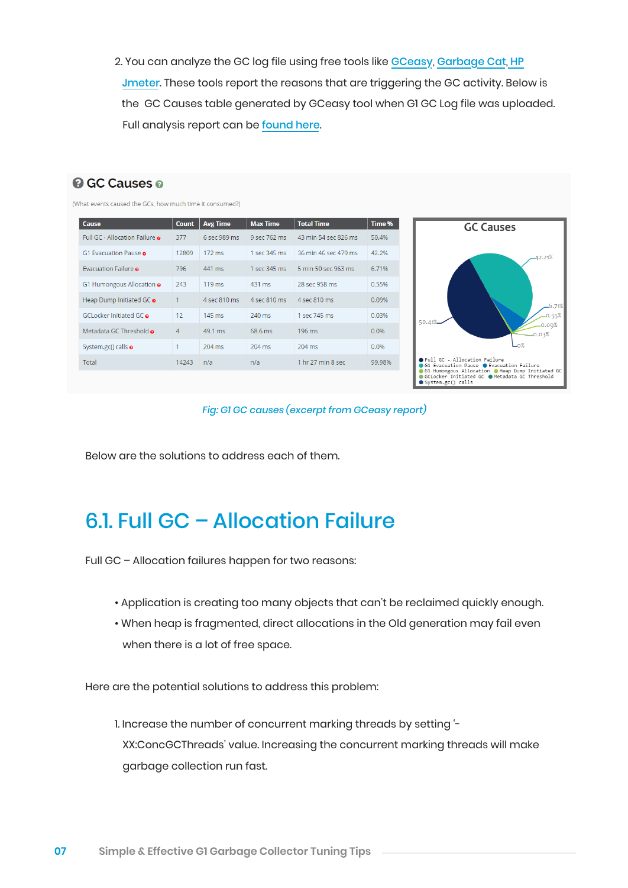2. You can analyze the GC log file using free tools like GCeasy, Garbage Cat, HP Jmeter. These tools report the reasons that are triggering the GC activity. Below is the GC Causes table generated by GCeasy tool when G1 GC Log file was uploaded. Full analysis report can be found here.

## GC Causes

(What events caused the GCs, how much time it consumed?)

| Cause | Count | Avg Time | Max Time | Total Time | Time % |
|---|---|---|---|---|---|
| Full GC - Allocation Failure | 377 | 6 sec 989 ms | 9 sec 762 ms | 43 min 54 sec 826 ms | 50.4% |
| G1 Evacuation Pause | 12809 | 172 ms | 1 sec 345 ms | 36 min 46 sec 479 ms | 42.2% |
| Evacuation Failure | 796 | 441 ms | 1 sec 345 ms | 5 min 50 sec 963 ms | 6.71% |
| G1 Humongous Allocation | 243 | 119 ms | 431 ms | 28 sec 958 ms | 0.55% |
| Heap Dump Initiated GC | 1 | 4 sec 810 ms | 4 sec 810 ms | 4 sec 810 ms | 0.09% |
| GCLocker Initiated GC | 12 | 145 ms | 240 ms | 1 sec 745 ms | 0.03% |
| Metadata GC Threshold | 4 | 49.1 ms | 68.6 ms | 196 ms | 0.0% |
| System.gc() calls | 1 | 204 ms | 204 ms | 204 ms | 0.0% |
| Total | 14243 | n/a | n/a | 1 hr 27 min 8 sec | 99.98% |

*Fig: G1 GC causes (excerpt from GCeasy report)*

Below are the solutions to address each of them.

# 6.1. Full GC – Allocation Failure

Full GC – Allocation failures happen for two reasons:

- Application is creating too many objects that can't be reclaimed quickly enough.
- When heap is fragmented, direct allocations in the Old generation may fail even when there is a lot of free space.

Here are the potential solutions to address this problem:

1. Increase the number of concurrent marking threads by setting '-XX:ConcGCThreads' value. Increasing the concurrent marking threads will make garbage collection run fast.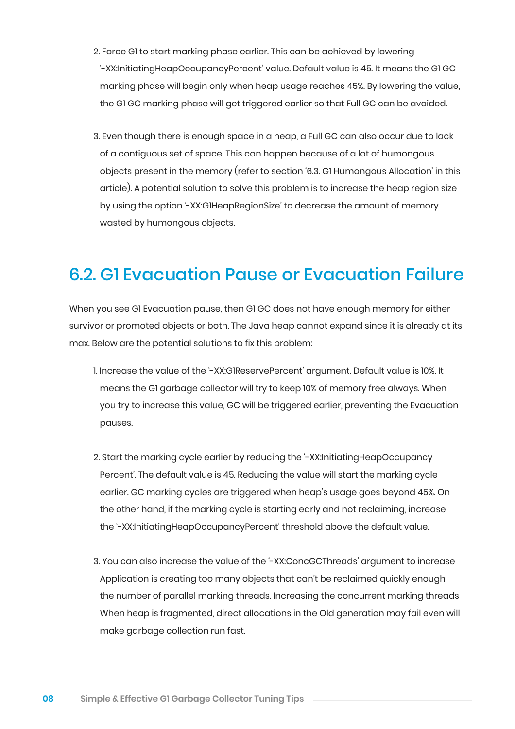2. Force G1 to start marking phase earlier. This can be achieved by lowering '-XX:InitiatingHeapOccupancyPercent' value. Default value is 45. It means the G1 GC marking phase will begin only when heap usage reaches 45%. By lowering the value, the G1 GC marking phase will get triggered earlier so that Full GC can be avoided.

3. Even though there is enough space in a heap, a Full GC can also occur due to lack of a contiguous set of space. This can happen because of a lot of humongous objects present in the memory (refer to section '6.3. G1 Humongous Allocation' in this article). A potential solution to solve this problem is to increase the heap region size by using the option '-XX:G1HeapRegionSize' to decrease the amount of memory wasted by humongous objects.

## 6.2. G1 Evacuation Pause or Evacuation Failure

When you see G1 Evacuation pause, then G1 GC does not have enough memory for either survivor or promoted objects or both. The Java heap cannot expand since it is already at its max. Below are the potential solutions to fix this problem:

1. Increase the value of the '-XX:G1ReservePercent' argument. Default value is 10%. It means the G1 garbage collector will try to keep 10% of memory free always. When you try to increase this value, GC will be triggered earlier, preventing the Evacuation pauses.

2. Start the marking cycle earlier by reducing the '-XX:InitiatingHeapOccupancy Percent'. The default value is 45. Reducing the value will start the marking cycle earlier. GC marking cycles are triggered when heap's usage goes beyond 45%. On the other hand, if the marking cycle is starting early and not reclaiming, increase the '-XX:InitiatingHeapOccupancyPercent' threshold above the default value.

3. You can also increase the value of the '-XX:ConcGCThreads' argument to increase Application is creating too many objects that can't be reclaimed quickly enough. the number of parallel marking threads. Increasing the concurrent marking threads When heap is fragmented, direct allocations in the Old generation may fail even will make garbage collection run fast.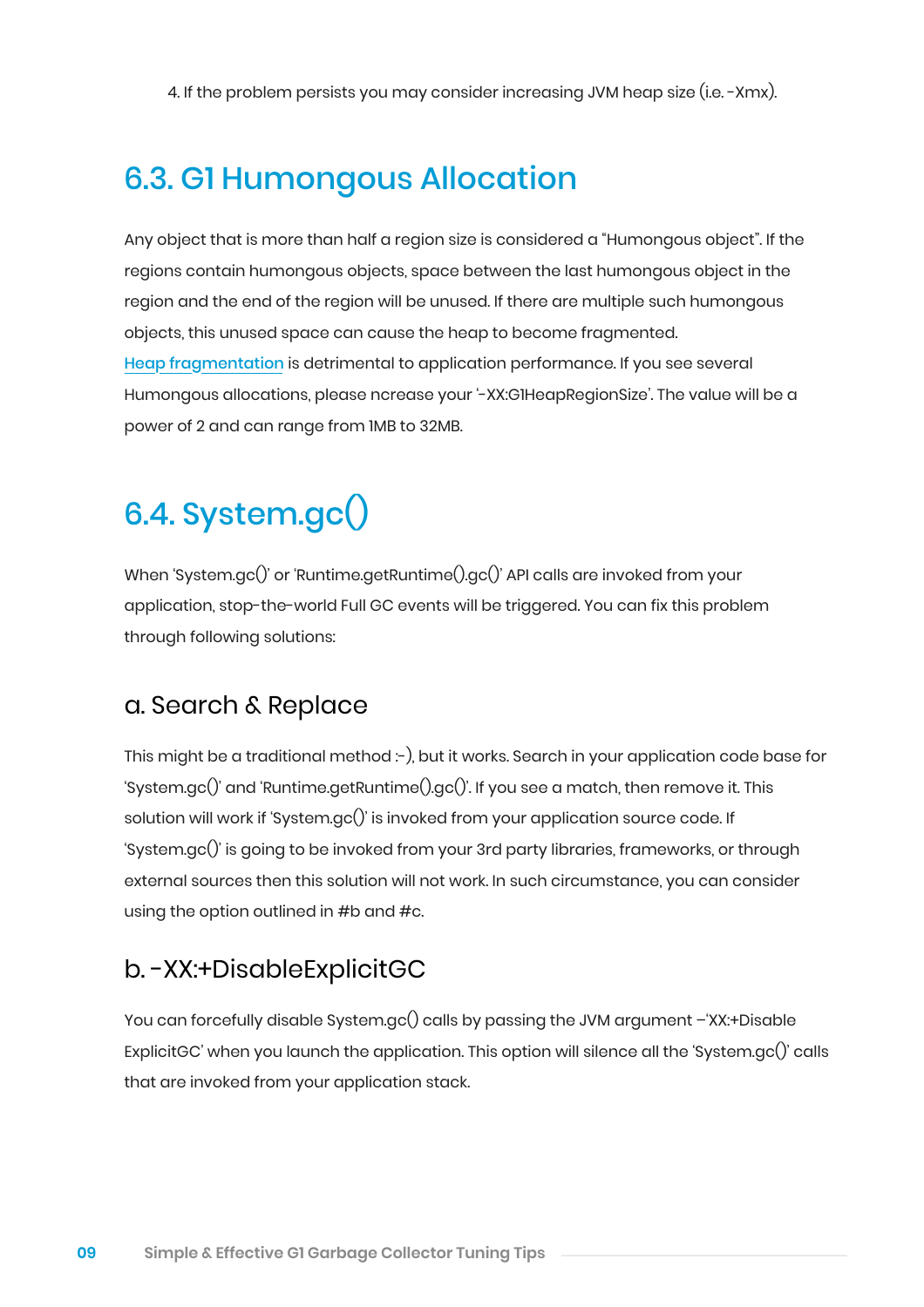4. If the problem persists you may consider increasing JVM heap size (i.e. -Xmx).

## 6.3. G1 Humongous Allocation

Any object that is more than half a region size is considered a "Humongous object". If the regions contain humongous objects, space between the last humongous object in the region and the end of the region will be unused. If there are multiple such humongous objects, this unused space can cause the heap to become fragmented. Heap fragmentation is detrimental to application performance. If you see several Humongous allocations, please ncrease your '-XX:G1HeapRegionSize'. The value will be a power of 2 and can range from 1MB to 32MB.

## 6.4. System.gc()

When 'System.gc()' or 'Runtime.getRuntime().gc()' API calls are invoked from your application, stop-the-world Full GC events will be triggered. You can fix this problem through following solutions:

### a. Search & Replace

This might be a traditional method :-), but it works. Search in your application code base for 'System.gc()' and 'Runtime.getRuntime().gc()'. If you see a match, then remove it. This solution will work if 'System.gc()' is invoked from your application source code. If 'System.gc()' is going to be invoked from your 3rd party libraries, frameworks, or through external sources then this solution will not work. In such circumstance, you can consider using the option outlined in #b and #c.

### b. -XX:+DisableExplicitGC

You can forcefully disable System.gc() calls by passing the JVM argument –'XX:+Disable ExplicitGC' when you launch the application. This option will silence all the 'System.gc()' calls that are invoked from your application stack.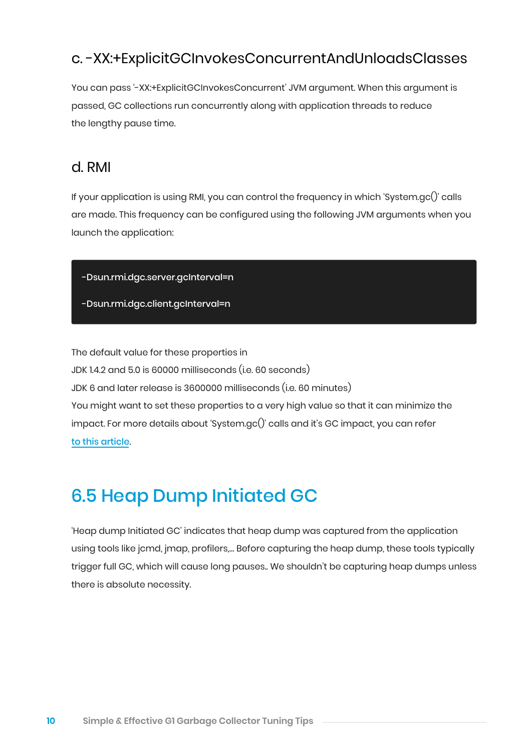### c. -XX:+ExplicitGCInvokesConcurrentAndUnloadsClasses

You can pass '-XX:+ExplicitGCInvokesConcurrent' JVM argument. When this argument is passed, GC collections run concurrently along with application threads to reduce the lengthy pause time.

### d. RMI

If your application is using RMI, you can control the frequency in which 'System.gc()' calls are made. This frequency can be configured using the following JVM arguments when you launch the application:

```
-Dsun.rmi.dgc.server.gcInterval=n

-Dsun.rmi.dgc.client.gcInterval=n
```

The default value for these properties in
JDK 1.4.2 and 5.0 is 60000 milliseconds (i.e. 60 seconds)
JDK 6 and later release is 3600000 milliseconds (i.e. 60 minutes)
You might want to set these properties to a very high value so that it can minimize the impact. For more details about 'System.gc()' calls and it's GC impact, you can refer to this article.

## 6.5 Heap Dump Initiated GC

'Heap dump Initiated GC' indicates that heap dump was captured from the application using tools like jcmd, jmap, profilers,... Before capturing the heap dump, these tools typically trigger full GC, which will cause long pauses.. We shouldn't be capturing heap dumps unless there is absolute necessity.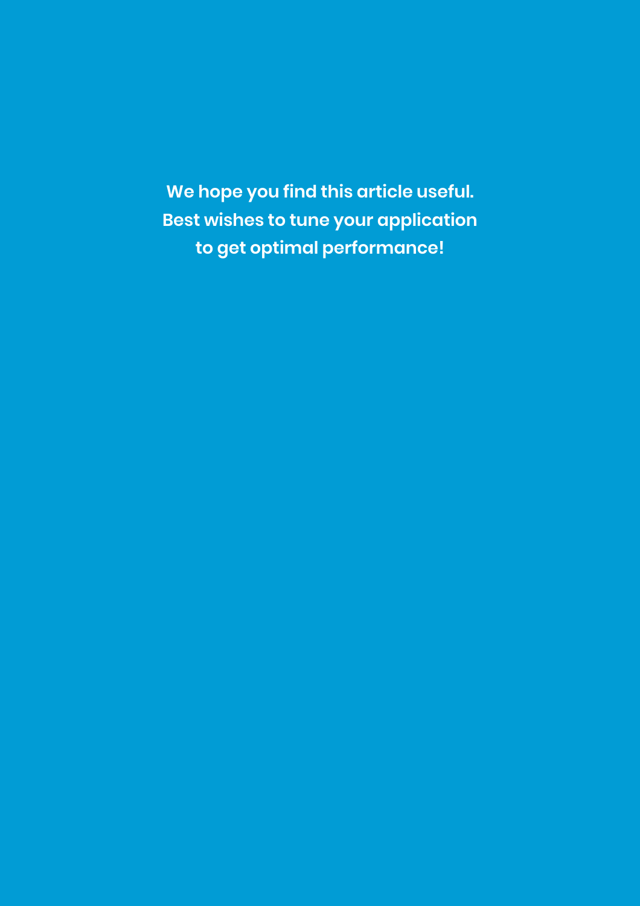**We hope you find this article useful.
Best wishes to tune your application
to get optimal performance!**